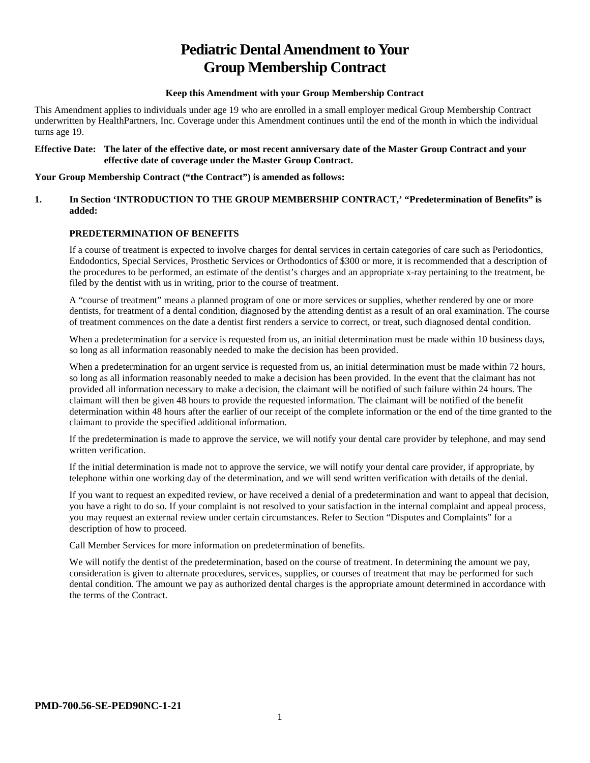# Pediatric Dental Amendment to Your Group Membership Contract

**Keep this Amendment with your Group Membership Contract**

This Amendment applies to individuals under age 19 who are enrolled in a small employer medical Group Membership Contract underwritten by HealthPartners, Inc. Coverage under this Amendment continues until the end of the month in which the individual turns age 19.

**Effective Date: The later of the effective date, or most recent anniversary date of the Master Group Contract and your effective date of coverage under the Master Group Contract.**

**Your Group Membership Contract ("the Contract") is amended as follows:**

**1. In Section 'INTRODUCTION TO THE GROUP MEMBERSHIP CONTRACT,' "Predetermination of Benefits" is added:**

**PREDETERMINATION OF BENEFITS**

If a course of treatment is expected to involve charges for dental services in certain categories of care such as Periodontics, Endodontics, Special Services, Prosthetic Services or Orthodontics of $300 or more, it is recommended that a description of the procedures to be performed, an estimate of the dentist's charges and an appropriate x-ray pertaining to the treatment, be filed by the dentist with us in writing, prior to the course of treatment.

A "course of treatment" means a planned program of one or more services or supplies, whether rendered by one or more dentists, for treatment of a dental condition, diagnosed by the attending dentist as a result of an oral examination. The course of treatment commences on the date a dentist first renders a service to correct, or treat, such diagnosed dental condition.

When a predetermination for a service is requested from us, an initial determination must be made within 10 business days, so long as all information reasonably needed to make the decision has been provided.

When a predetermination for an urgent service is requested from us, an initial determination must be made within 72 hours, so long as all information reasonably needed to make a decision has been provided. In the event that the claimant has not provided all information necessary to make a decision, the claimant will be notified of such failure within 24 hours. The claimant will then be given 48 hours to provide the requested information. The claimant will be notified of the benefit determination within 48 hours after the earlier of our receipt of the complete information or the end of the time granted to the claimant to provide the specified additional information.

If the predetermination is made to approve the service, we will notify your dental care provider by telephone, and may send written verification.

If the initial determination is made not to approve the service, we will notify your dental care provider, if appropriate, by telephone within one working day of the determination, and we will send written verification with details of the denial.

If you want to request an expedited review, or have received a denial of a predetermination and want to appeal that decision, you have a right to do so. If your complaint is not resolved to your satisfaction in the internal complaint and appeal process, you may request an external review under certain circumstances. Refer to Section "Disputes and Complaints" for a description of how to proceed.

Call Member Services for more information on predetermination of benefits.

We will notify the dentist of the predetermination, based on the course of treatment. In determining the amount we pay, consideration is given to alternate procedures, services, supplies, or courses of treatment that may be performed for such dental condition. The amount we pay as authorized dental charges is the appropriate amount determined in accordance with the terms of the Contract.

**PMD-700.56-SE-PED90NC-1-21**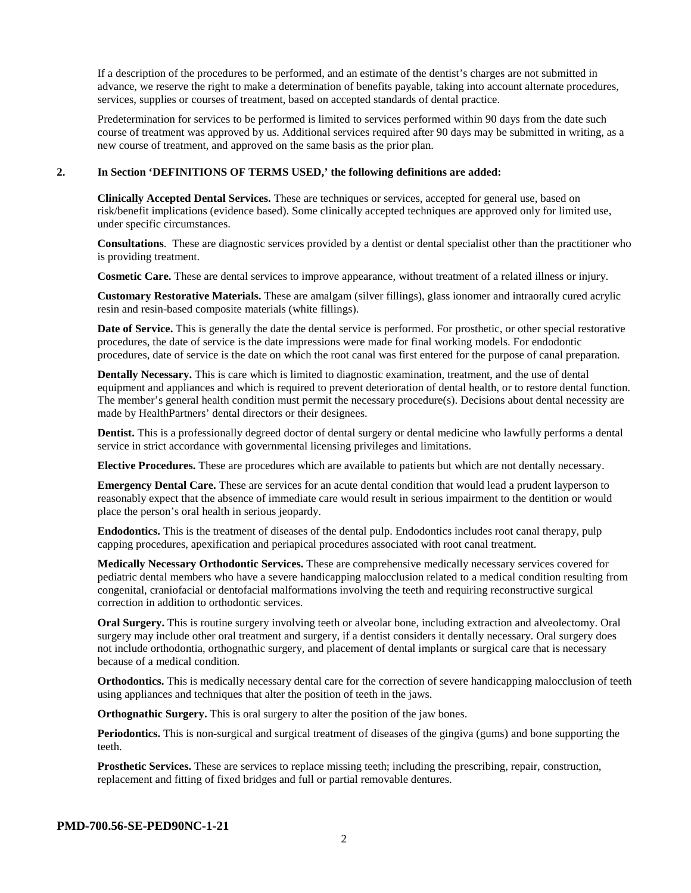If a description of the procedures to be performed, and an estimate of the dentist's charges are not submitted in advance, we reserve the right to make a determination of benefits payable, taking into account alternate procedures, services, supplies or courses of treatment, based on accepted standards of dental practice.

Predetermination for services to be performed is limited to services performed within 90 days from the date such course of treatment was approved by us. Additional services required after 90 days may be submitted in writing, as a new course of treatment, and approved on the same basis as the prior plan.

**2. In Section 'DEFINITIONS OF TERMS USED,' the following definitions are added:**

**Clinically Accepted Dental Services.** These are techniques or services, accepted for general use, based on risk/benefit implications (evidence based). Some clinically accepted techniques are approved only for limited use, under specific circumstances.

**Consultations**. These are diagnostic services provided by a dentist or dental specialist other than the practitioner who is providing treatment.

**Cosmetic Care.** These are dental services to improve appearance, without treatment of a related illness or injury.

**Customary Restorative Materials.** These are amalgam (silver fillings), glass ionomer and intraorally cured acrylic resin and resin-based composite materials (white fillings).

**Date of Service.** This is generally the date the dental service is performed. For prosthetic, or other special restorative procedures, the date of service is the date impressions were made for final working models. For endodontic procedures, date of service is the date on which the root canal was first entered for the purpose of canal preparation.

**Dentally Necessary.** This is care which is limited to diagnostic examination, treatment, and the use of dental equipment and appliances and which is required to prevent deterioration of dental health, or to restore dental function. The member's general health condition must permit the necessary procedure(s). Decisions about dental necessity are made by HealthPartners' dental directors or their designees.

**Dentist.** This is a professionally degreed doctor of dental surgery or dental medicine who lawfully performs a dental service in strict accordance with governmental licensing privileges and limitations.

**Elective Procedures.** These are procedures which are available to patients but which are not dentally necessary.

**Emergency Dental Care.** These are services for an acute dental condition that would lead a prudent layperson to reasonably expect that the absence of immediate care would result in serious impairment to the dentition or would place the person's oral health in serious jeopardy.

**Endodontics.** This is the treatment of diseases of the dental pulp. Endodontics includes root canal therapy, pulp capping procedures, apexification and periapical procedures associated with root canal treatment.

**Medically Necessary Orthodontic Services.** These are comprehensive medically necessary services covered for pediatric dental members who have a severe handicapping malocclusion related to a medical condition resulting from congenital, craniofacial or dentofacial malformations involving the teeth and requiring reconstructive surgical correction in addition to orthodontic services.

**Oral Surgery.** This is routine surgery involving teeth or alveolar bone, including extraction and alveolectomy. Oral surgery may include other oral treatment and surgery, if a dentist considers it dentally necessary. Oral surgery does not include orthodontia, orthognathic surgery, and placement of dental implants or surgical care that is necessary because of a medical condition.

**Orthodontics.** This is medically necessary dental care for the correction of severe handicapping malocclusion of teeth using appliances and techniques that alter the position of teeth in the jaws.

**Orthognathic Surgery.** This is oral surgery to alter the position of the jaw bones.

**Periodontics.** This is non-surgical and surgical treatment of diseases of the gingiva (gums) and bone supporting the teeth.

**Prosthetic Services.** These are services to replace missing teeth; including the prescribing, repair, construction, replacement and fitting of fixed bridges and full or partial removable dentures.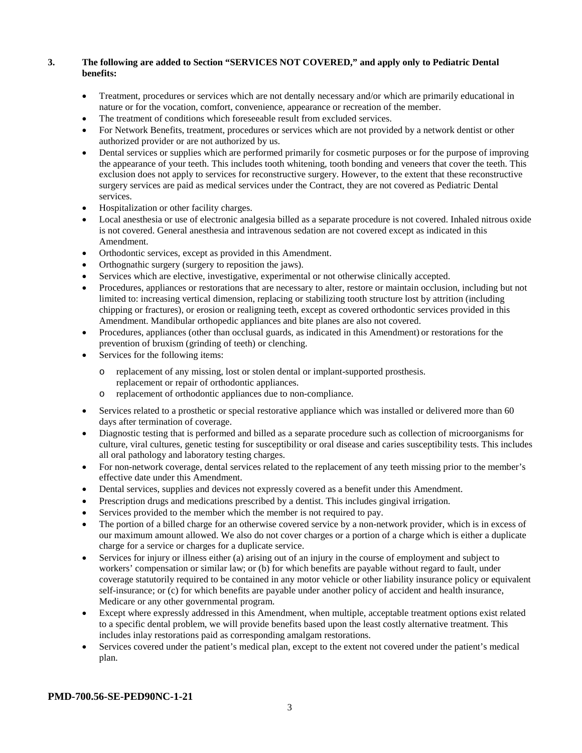**3. The following are added to Section "SERVICES NOT COVERED," and apply only to Pediatric Dental benefits:**

- Treatment, procedures or services which are not dentally necessary and/or which are primarily educational in nature or for the vocation, comfort, convenience, appearance or recreation of the member.
- The treatment of conditions which foreseeable result from excluded services.
- For Network Benefits, treatment, procedures or services which are not provided by a network dentist or other authorized provider or are not authorized by us.
- Dental services or supplies which are performed primarily for cosmetic purposes or for the purpose of improving the appearance of your teeth. This includes tooth whitening, tooth bonding and veneers that cover the teeth. This exclusion does not apply to services for reconstructive surgery. However, to the extent that these reconstructive surgery services are paid as medical services under the Contract, they are not covered as Pediatric Dental services.
- Hospitalization or other facility charges.
- Local anesthesia or use of electronic analgesia billed as a separate procedure is not covered. Inhaled nitrous oxide is not covered. General anesthesia and intravenous sedation are not covered except as indicated in this Amendment.
- Orthodontic services, except as provided in this Amendment.
- Orthognathic surgery (surgery to reposition the jaws).
- Services which are elective, investigative, experimental or not otherwise clinically accepted.
- Procedures, appliances or restorations that are necessary to alter, restore or maintain occlusion, including but not limited to: increasing vertical dimension, replacing or stabilizing tooth structure lost by attrition (including chipping or fractures), or erosion or realigning teeth, except as covered orthodontic services provided in this Amendment. Mandibular orthopedic appliances and bite planes are also not covered.
- Procedures, appliances (other than occlusal guards, as indicated in this Amendment) or restorations for the prevention of bruxism (grinding of teeth) or clenching.
- Services for the following items:
  - replacement of any missing, lost or stolen dental or implant-supported prosthesis. replacement or repair of orthodontic appliances.
  - replacement of orthodontic appliances due to non-compliance.
- Services related to a prosthetic or special restorative appliance which was installed or delivered more than 60 days after termination of coverage.
- Diagnostic testing that is performed and billed as a separate procedure such as collection of microorganisms for culture, viral cultures, genetic testing for susceptibility or oral disease and caries susceptibility tests. This includes all oral pathology and laboratory testing charges.
- For non-network coverage, dental services related to the replacement of any teeth missing prior to the member's effective date under this Amendment.
- Dental services, supplies and devices not expressly covered as a benefit under this Amendment.
- Prescription drugs and medications prescribed by a dentist. This includes gingival irrigation.
- Services provided to the member which the member is not required to pay.
- The portion of a billed charge for an otherwise covered service by a non-network provider, which is in excess of our maximum amount allowed. We also do not cover charges or a portion of a charge which is either a duplicate charge for a service or charges for a duplicate service.
- Services for injury or illness either (a) arising out of an injury in the course of employment and subject to workers' compensation or similar law; or (b) for which benefits are payable without regard to fault, under coverage statutorily required to be contained in any motor vehicle or other liability insurance policy or equivalent self-insurance; or (c) for which benefits are payable under another policy of accident and health insurance, Medicare or any other governmental program.
- Except where expressly addressed in this Amendment, when multiple, acceptable treatment options exist related to a specific dental problem, we will provide benefits based upon the least costly alternative treatment. This includes inlay restorations paid as corresponding amalgam restorations.
- Services covered under the patient's medical plan, except to the extent not covered under the patient's medical plan.

**PMD-700.56-SE-PED90NC-1-21**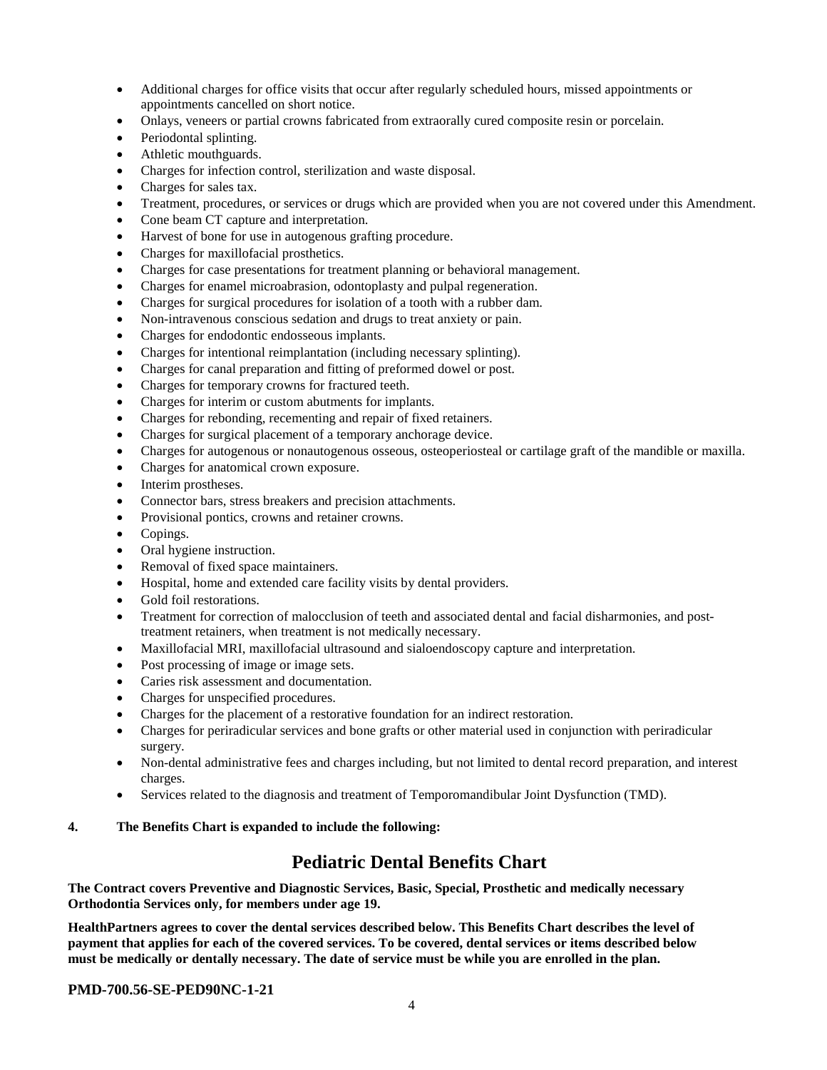- Additional charges for office visits that occur after regularly scheduled hours, missed appointments or appointments cancelled on short notice.
- Onlays, veneers or partial crowns fabricated from extraorally cured composite resin or porcelain.
- Periodontal splinting.
- Athletic mouthguards.
- Charges for infection control, sterilization and waste disposal.
- Charges for sales tax.
- Treatment, procedures, or services or drugs which are provided when you are not covered under this Amendment.
- Cone beam CT capture and interpretation.
- Harvest of bone for use in autogenous grafting procedure.
- Charges for maxillofacial prosthetics.
- Charges for case presentations for treatment planning or behavioral management.
- Charges for enamel microabrasion, odontoplasty and pulpal regeneration.
- Charges for surgical procedures for isolation of a tooth with a rubber dam.
- Non-intravenous conscious sedation and drugs to treat anxiety or pain.
- Charges for endodontic endosseous implants.
- Charges for intentional reimplantation (including necessary splinting).
- Charges for canal preparation and fitting of preformed dowel or post.
- Charges for temporary crowns for fractured teeth.
- Charges for interim or custom abutments for implants.
- Charges for rebonding, recementing and repair of fixed retainers.
- Charges for surgical placement of a temporary anchorage device.
- Charges for autogenous or nonautogenous osseous, osteoperiosteal or cartilage graft of the mandible or maxilla.
- Charges for anatomical crown exposure.
- Interim prostheses.
- Connector bars, stress breakers and precision attachments.
- Provisional pontics, crowns and retainer crowns.
- Copings.
- Oral hygiene instruction.
- Removal of fixed space maintainers.
- Hospital, home and extended care facility visits by dental providers.
- Gold foil restorations.
- Treatment for correction of malocclusion of teeth and associated dental and facial disharmonies, and post-treatment retainers, when treatment is not medically necessary.
- Maxillofacial MRI, maxillofacial ultrasound and sialoendoscopy capture and interpretation.
- Post processing of image or image sets.
- Caries risk assessment and documentation.
- Charges for unspecified procedures.
- Charges for the placement of a restorative foundation for an indirect restoration.
- Charges for periradicular services and bone grafts or other material used in conjunction with periradicular surgery.
- Non-dental administrative fees and charges including, but not limited to dental record preparation, and interest charges.
- Services related to the diagnosis and treatment of Temporomandibular Joint Dysfunction (TMD).

**4. The Benefits Chart is expanded to include the following:**

## Pediatric Dental Benefits Chart

**The Contract covers Preventive and Diagnostic Services, Basic, Special, Prosthetic and medically necessary Orthodontia Services only, for members under age 19.**

**HealthPartners agrees to cover the dental services described below. This Benefits Chart describes the level of payment that applies for each of the covered services. To be covered, dental services or items described below must be medically or dentally necessary. The date of service must be while you are enrolled in the plan.**

**PMD-700.56-SE-PED90NC-1-21**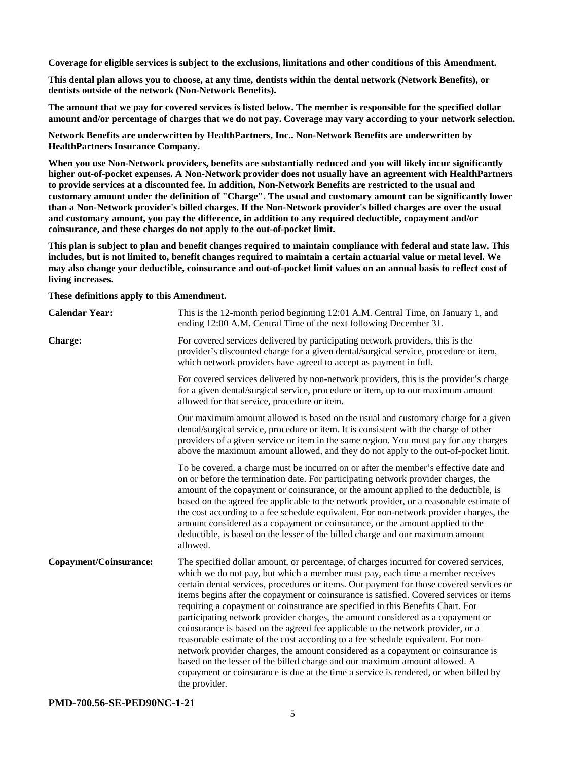**Coverage for eligible services is subject to the exclusions, limitations and other conditions of this Amendment.**

**This dental plan allows you to choose, at any time, dentists within the dental network (Network Benefits), or dentists outside of the network (Non-Network Benefits).**

**The amount that we pay for covered services is listed below. The member is responsible for the specified dollar amount and/or percentage of charges that we do not pay. Coverage may vary according to your network selection.**

**Network Benefits are underwritten by HealthPartners, Inc.. Non-Network Benefits are underwritten by HealthPartners Insurance Company.**

**When you use Non-Network providers, benefits are substantially reduced and you will likely incur significantly higher out-of-pocket expenses. A Non-Network provider does not usually have an agreement with HealthPartners to provide services at a discounted fee. In addition, Non-Network Benefits are restricted to the usual and customary amount under the definition of "Charge". The usual and customary amount can be significantly lower than a Non-Network provider's billed charges. If the Non-Network provider's billed charges are over the usual and customary amount, you pay the difference, in addition to any required deductible, copayment and/or coinsurance, and these charges do not apply to the out-of-pocket limit.**

**This plan is subject to plan and benefit changes required to maintain compliance with federal and state law. This includes, but is not limited to, benefit changes required to maintain a certain actuarial value or metal level. We may also change your deductible, coinsurance and out-of-pocket limit values on an annual basis to reflect cost of living increases.**

**These definitions apply to this Amendment.**

| | |
|---|---|
| **Calendar Year:** | This is the 12-month period beginning 12:01 A.M. Central Time, on January 1, and ending 12:00 A.M. Central Time of the next following December 31. |
| **Charge:** | For covered services delivered by participating network providers, this is the provider's discounted charge for a given dental/surgical service, procedure or item, which network providers have agreed to accept as payment in full. |
| | For covered services delivered by non-network providers, this is the provider's charge for a given dental/surgical service, procedure or item, up to our maximum amount allowed for that service, procedure or item. |
| | Our maximum amount allowed is based on the usual and customary charge for a given dental/surgical service, procedure or item. It is consistent with the charge of other providers of a given service or item in the same region. You must pay for any charges above the maximum amount allowed, and they do not apply to the out-of-pocket limit. |
| | To be covered, a charge must be incurred on or after the member's effective date and on or before the termination date. For participating network provider charges, the amount of the copayment or coinsurance, or the amount applied to the deductible, is based on the agreed fee applicable to the network provider, or a reasonable estimate of the cost according to a fee schedule equivalent. For non-network provider charges, the amount considered as a copayment or coinsurance, or the amount applied to the deductible, is based on the lesser of the billed charge and our maximum amount allowed. |
| **Copayment/Coinsurance:** | The specified dollar amount, or percentage, of charges incurred for covered services, which we do not pay, but which a member must pay, each time a member receives certain dental services, procedures or items. Our payment for those covered services or items begins after the copayment or coinsurance is satisfied. Covered services or items requiring a copayment or coinsurance are specified in this Benefits Chart. For participating network provider charges, the amount considered as a copayment or coinsurance is based on the agreed fee applicable to the network provider, or a reasonable estimate of the cost according to a fee schedule equivalent. For non-network provider charges, the amount considered as a copayment or coinsurance is based on the lesser of the billed charge and our maximum amount allowed. A copayment or coinsurance is due at the time a service is rendered, or when billed by the provider. |

**PMD-700.56-SE-PED90NC-1-21**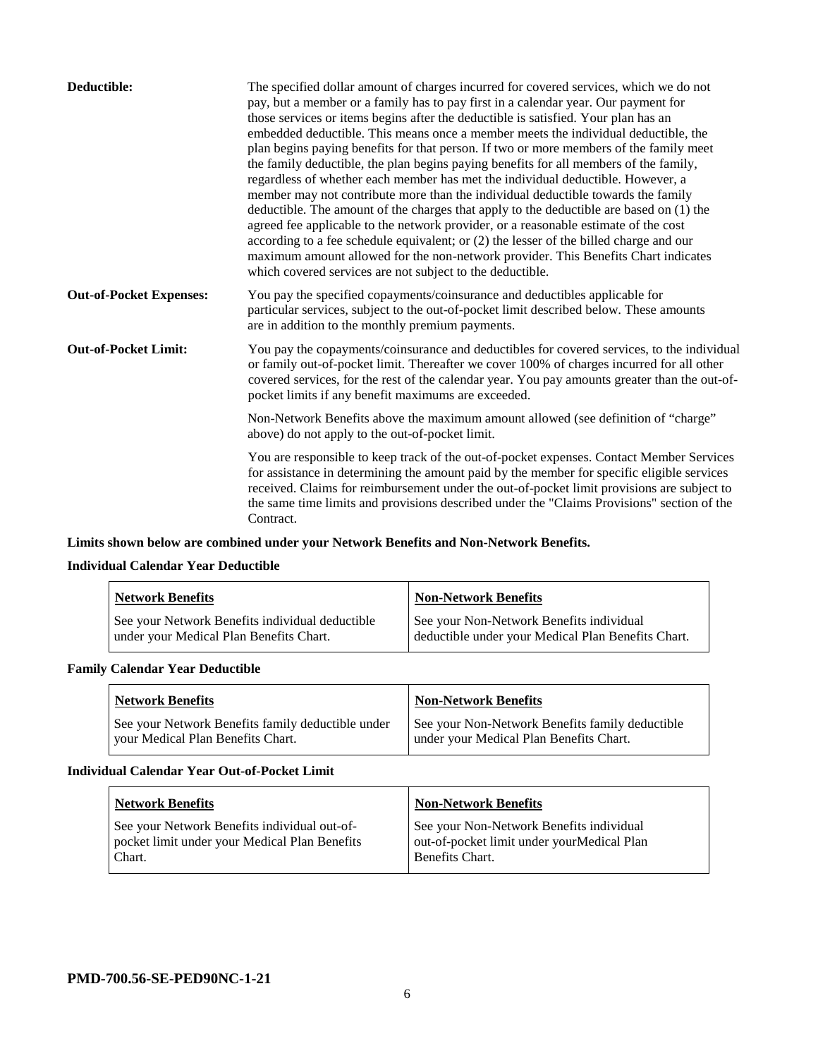**Deductible:** The specified dollar amount of charges incurred for covered services, which we do not pay, but a member or a family has to pay first in a calendar year. Our payment for those services or items begins after the deductible is satisfied. Your plan has an embedded deductible. This means once a member meets the individual deductible, the plan begins paying benefits for that person. If two or more members of the family meet the family deductible, the plan begins paying benefits for all members of the family, regardless of whether each member has met the individual deductible. However, a member may not contribute more than the individual deductible towards the family deductible. The amount of the charges that apply to the deductible are based on (1) the agreed fee applicable to the network provider, or a reasonable estimate of the cost according to a fee schedule equivalent; or (2) the lesser of the billed charge and our maximum amount allowed for the non-network provider. This Benefits Chart indicates which covered services are not subject to the deductible.

**Out-of-Pocket Expenses:** You pay the specified copayments/coinsurance and deductibles applicable for particular services, subject to the out-of-pocket limit described below. These amounts are in addition to the monthly premium payments.

**Out-of-Pocket Limit:** You pay the copayments/coinsurance and deductibles for covered services, to the individual or family out-of-pocket limit. Thereafter we cover 100% of charges incurred for all other covered services, for the rest of the calendar year. You pay amounts greater than the out-of-pocket limits if any benefit maximums are exceeded.

Non-Network Benefits above the maximum amount allowed (see definition of "charge" above) do not apply to the out-of-pocket limit.

You are responsible to keep track of the out-of-pocket expenses. Contact Member Services for assistance in determining the amount paid by the member for specific eligible services received. Claims for reimbursement under the out-of-pocket limit provisions are subject to the same time limits and provisions described under the "Claims Provisions" section of the Contract.

**Limits shown below are combined under your Network Benefits and Non-Network Benefits.**

**Individual Calendar Year Deductible**

| Network Benefits | Non-Network Benefits |
|---|---|
| See your Network Benefits individual deductible under your Medical Plan Benefits Chart. | See your Non-Network Benefits individual deductible under your Medical Plan Benefits Chart. |

**Family Calendar Year Deductible**

| Network Benefits | Non-Network Benefits |
|---|---|
| See your Network Benefits family deductible under your Medical Plan Benefits Chart. | See your Non-Network Benefits family deductible under your Medical Plan Benefits Chart. |

**Individual Calendar Year Out-of-Pocket Limit**

| Network Benefits | Non-Network Benefits |
|---|---|
| See your Network Benefits individual out-of-pocket limit under your Medical Plan Benefits Chart. | See your Non-Network Benefits individual out-of-pocket limit under yourMedical Plan Benefits Chart. |

**PMD-700.56-SE-PED90NC-1-21**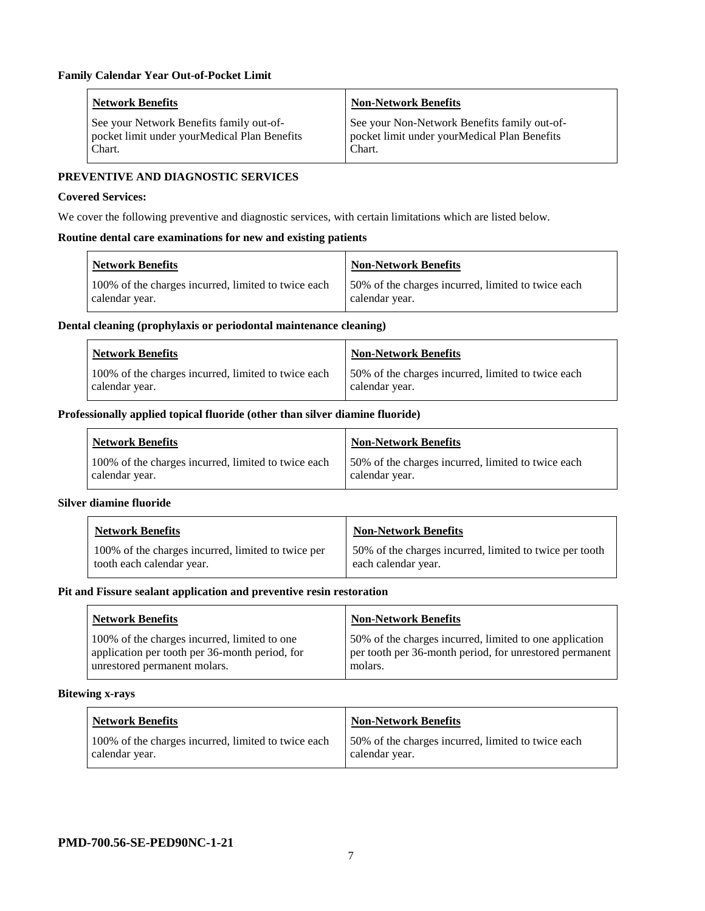**Family Calendar Year Out-of-Pocket Limit**

| Network Benefits | Non-Network Benefits |
|---|---|
| See your Network Benefits family out-of-pocket limit under yourMedical Plan Benefits Chart. | See your Non-Network Benefits family out-of-pocket limit under yourMedical Plan Benefits Chart. |

## PREVENTIVE AND DIAGNOSTIC SERVICES

**Covered Services:**

We cover the following preventive and diagnostic services, with certain limitations which are listed below.

**Routine dental care examinations for new and existing patients**

| Network Benefits | Non-Network Benefits |
|---|---|
| 100% of the charges incurred, limited to twice each calendar year. | 50% of the charges incurred, limited to twice each calendar year. |

**Dental cleaning (prophylaxis or periodontal maintenance cleaning)**

| Network Benefits | Non-Network Benefits |
|---|---|
| 100% of the charges incurred, limited to twice each calendar year. | 50% of the charges incurred, limited to twice each calendar year. |

**Professionally applied topical fluoride (other than silver diamine fluoride)**

| Network Benefits | Non-Network Benefits |
|---|---|
| 100% of the charges incurred, limited to twice each calendar year. | 50% of the charges incurred, limited to twice each calendar year. |

**Silver diamine fluoride**

| Network Benefits | Non-Network Benefits |
|---|---|
| 100% of the charges incurred, limited to twice per tooth each calendar year. | 50% of the charges incurred, limited to twice per tooth each calendar year. |

**Pit and Fissure sealant application and preventive resin restoration**

| Network Benefits | Non-Network Benefits |
|---|---|
| 100% of the charges incurred, limited to one application per tooth per 36-month period, for unrestored permanent molars. | 50% of the charges incurred, limited to one application per tooth per 36-month period, for unrestored permanent molars. |

**Bitewing x-rays**

| Network Benefits | Non-Network Benefits |
|---|---|
| 100% of the charges incurred, limited to twice each calendar year. | 50% of the charges incurred, limited to twice each calendar year. |

**PMD-700.56-SE-PED90NC-1-21**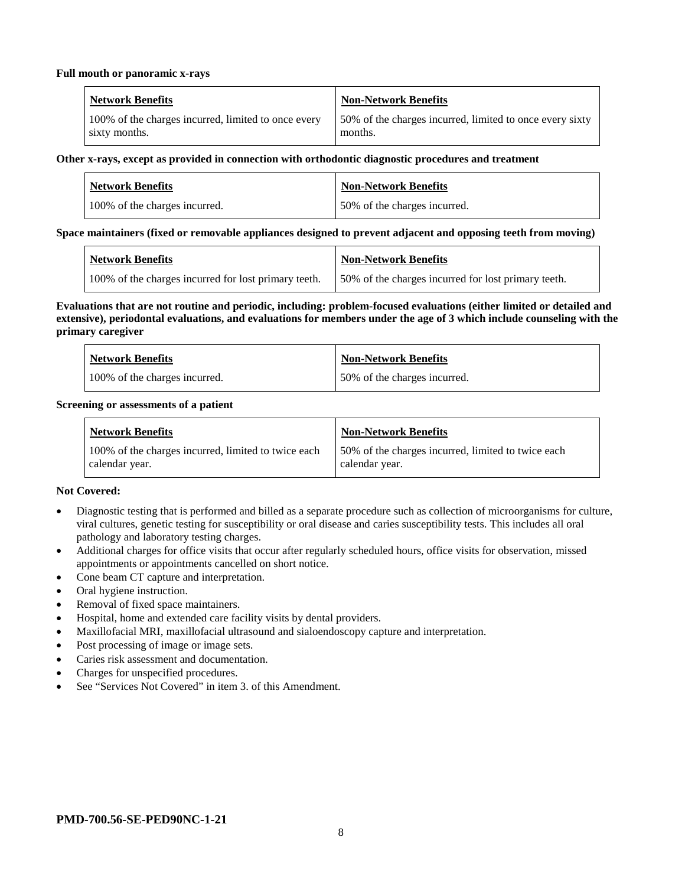**Full mouth or panoramic x-rays**

| Network Benefits | Non-Network Benefits |
| --- | --- |
| 100% of the charges incurred, limited to once every sixty months. | 50% of the charges incurred, limited to once every sixty months. |

**Other x-rays, except as provided in connection with orthodontic diagnostic procedures and treatment**

| Network Benefits | Non-Network Benefits |
| --- | --- |
| 100% of the charges incurred. | 50% of the charges incurred. |

**Space maintainers (fixed or removable appliances designed to prevent adjacent and opposing teeth from moving)**

| Network Benefits | Non-Network Benefits |
| --- | --- |
| 100% of the charges incurred for lost primary teeth. | 50% of the charges incurred for lost primary teeth. |

**Evaluations that are not routine and periodic, including: problem-focused evaluations (either limited or detailed and extensive), periodontal evaluations, and evaluations for members under the age of 3 which include counseling with the primary caregiver**

| Network Benefits | Non-Network Benefits |
| --- | --- |
| 100% of the charges incurred. | 50% of the charges incurred. |

**Screening or assessments of a patient**

| Network Benefits | Non-Network Benefits |
| --- | --- |
| 100% of the charges incurred, limited to twice each calendar year. | 50% of the charges incurred, limited to twice each calendar year. |

**Not Covered:**

- Diagnostic testing that is performed and billed as a separate procedure such as collection of microorganisms for culture, viral cultures, genetic testing for susceptibility or oral disease and caries susceptibility tests. This includes all oral pathology and laboratory testing charges.
- Additional charges for office visits that occur after regularly scheduled hours, office visits for observation, missed appointments or appointments cancelled on short notice.
- Cone beam CT capture and interpretation.
- Oral hygiene instruction.
- Removal of fixed space maintainers.
- Hospital, home and extended care facility visits by dental providers.
- Maxillofacial MRI, maxillofacial ultrasound and sialoendoscopy capture and interpretation.
- Post processing of image or image sets.
- Caries risk assessment and documentation.
- Charges for unspecified procedures.
- See "Services Not Covered" in item 3. of this Amendment.

**PMD-700.56-SE-PED90NC-1-21**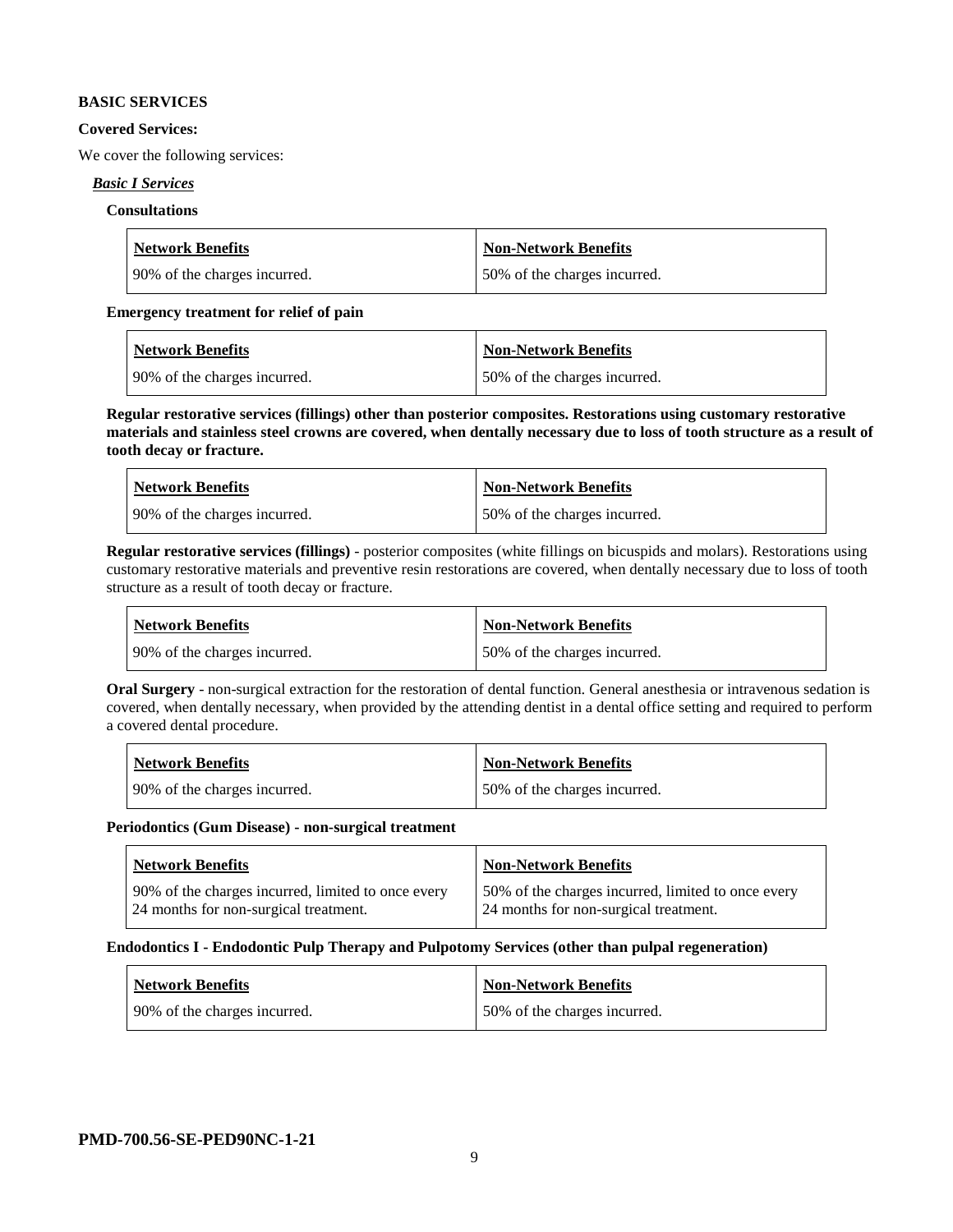**BASIC SERVICES**

**Covered Services:**

We cover the following services:

***Basic I Services***

**Consultations**

| Network Benefits | Non-Network Benefits |
|---|---|
| 90% of the charges incurred. | 50% of the charges incurred. |

**Emergency treatment for relief of pain**

| Network Benefits | Non-Network Benefits |
|---|---|
| 90% of the charges incurred. | 50% of the charges incurred. |

**Regular restorative services (fillings) other than posterior composites. Restorations using customary restorative materials and stainless steel crowns are covered, when dentally necessary due to loss of tooth structure as a result of tooth decay or fracture.**

| Network Benefits | Non-Network Benefits |
|---|---|
| 90% of the charges incurred. | 50% of the charges incurred. |

**Regular restorative services (fillings)** - posterior composites (white fillings on bicuspids and molars). Restorations using customary restorative materials and preventive resin restorations are covered, when dentally necessary due to loss of tooth structure as a result of tooth decay or fracture.

| Network Benefits | Non-Network Benefits |
|---|---|
| 90% of the charges incurred. | 50% of the charges incurred. |

**Oral Surgery** - non-surgical extraction for the restoration of dental function. General anesthesia or intravenous sedation is covered, when dentally necessary, when provided by the attending dentist in a dental office setting and required to perform a covered dental procedure.

| Network Benefits | Non-Network Benefits |
|---|---|
| 90% of the charges incurred. | 50% of the charges incurred. |

**Periodontics (Gum Disease) - non-surgical treatment**

| Network Benefits | Non-Network Benefits |
|---|---|
| 90% of the charges incurred, limited to once every 24 months for non-surgical treatment. | 50% of the charges incurred, limited to once every 24 months for non-surgical treatment. |

**Endodontics I - Endodontic Pulp Therapy and Pulpotomy Services (other than pulpal regeneration)**

| Network Benefits | Non-Network Benefits |
|---|---|
| 90% of the charges incurred. | 50% of the charges incurred. |

**PMD-700.56-SE-PED90NC-1-21**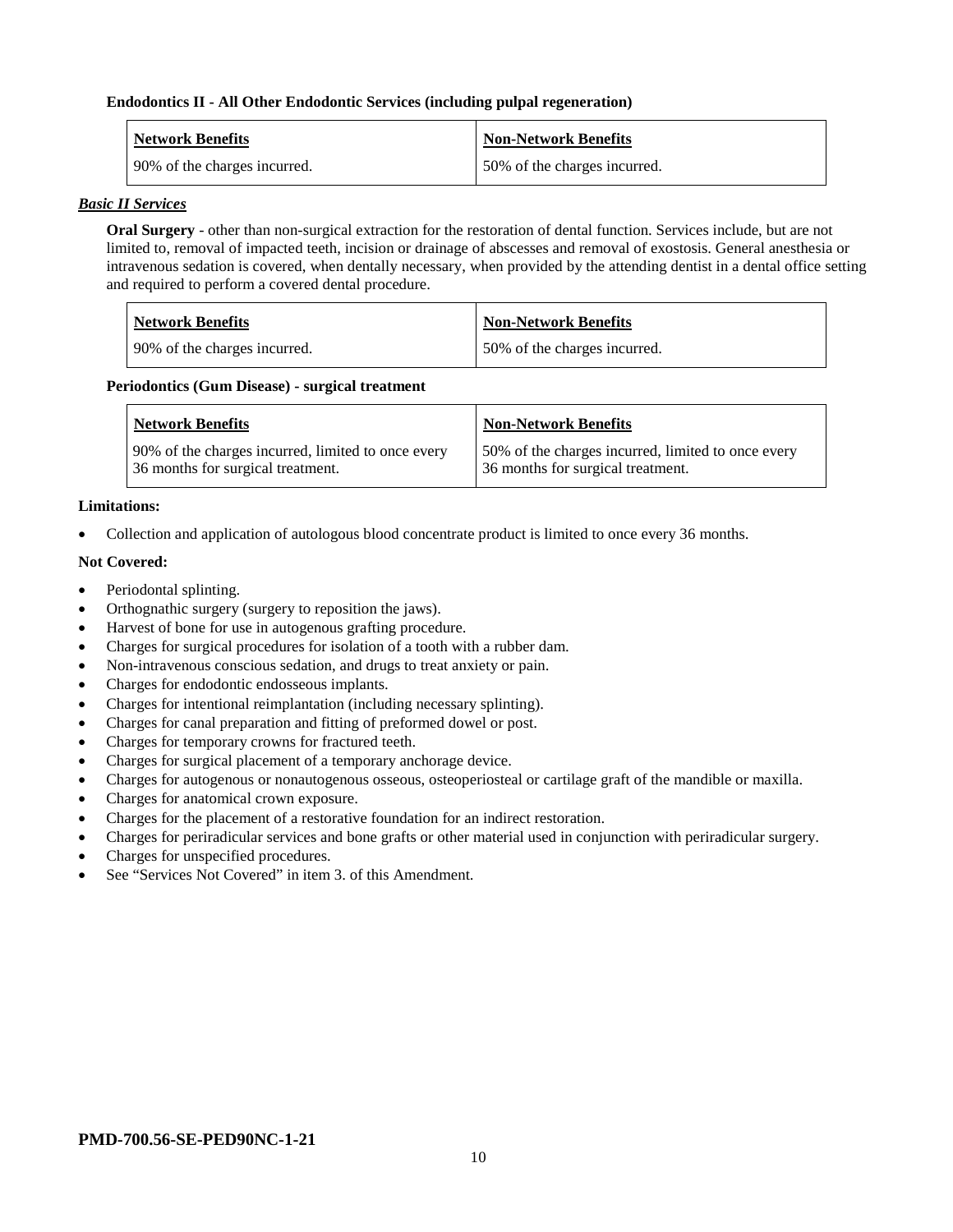**Endodontics II - All Other Endodontic Services (including pulpal regeneration)**

| Network Benefits | Non-Network Benefits |
|---|---|
| 90% of the charges incurred. | 50% of the charges incurred. |

***Basic II Services***

**Oral Surgery** - other than non-surgical extraction for the restoration of dental function. Services include, but are not limited to, removal of impacted teeth, incision or drainage of abscesses and removal of exostosis. General anesthesia or intravenous sedation is covered, when dentally necessary, when provided by the attending dentist in a dental office setting and required to perform a covered dental procedure.

| Network Benefits | Non-Network Benefits |
|---|---|
| 90% of the charges incurred. | 50% of the charges incurred. |

**Periodontics (Gum Disease) - surgical treatment**

| Network Benefits | Non-Network Benefits |
|---|---|
| 90% of the charges incurred, limited to once every 36 months for surgical treatment. | 50% of the charges incurred, limited to once every 36 months for surgical treatment. |

**Limitations:**

- Collection and application of autologous blood concentrate product is limited to once every 36 months.

**Not Covered:**

- Periodontal splinting.
- Orthognathic surgery (surgery to reposition the jaws).
- Harvest of bone for use in autogenous grafting procedure.
- Charges for surgical procedures for isolation of a tooth with a rubber dam.
- Non-intravenous conscious sedation, and drugs to treat anxiety or pain.
- Charges for endodontic endosseous implants.
- Charges for intentional reimplantation (including necessary splinting).
- Charges for canal preparation and fitting of preformed dowel or post.
- Charges for temporary crowns for fractured teeth.
- Charges for surgical placement of a temporary anchorage device.
- Charges for autogenous or nonautogenous osseous, osteoperiosteal or cartilage graft of the mandible or maxilla.
- Charges for anatomical crown exposure.
- Charges for the placement of a restorative foundation for an indirect restoration.
- Charges for periradicular services and bone grafts or other material used in conjunction with periradicular surgery.
- Charges for unspecified procedures.
- See "Services Not Covered" in item 3. of this Amendment.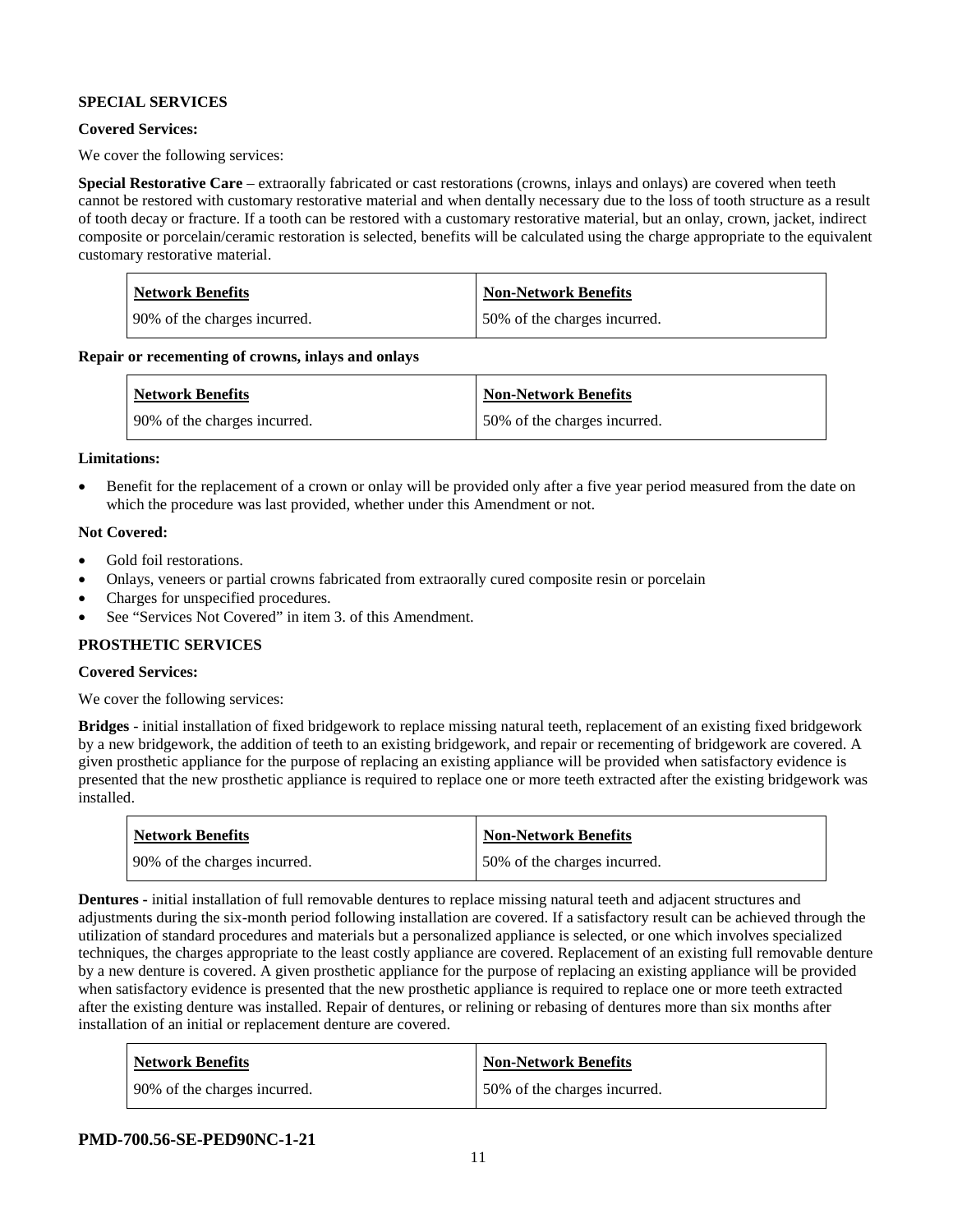**SPECIAL SERVICES**

**Covered Services:**

We cover the following services:

**Special Restorative Care** – extraorally fabricated or cast restorations (crowns, inlays and onlays) are covered when teeth cannot be restored with customary restorative material and when dentally necessary due to the loss of tooth structure as a result of tooth decay or fracture. If a tooth can be restored with a customary restorative material, but an onlay, crown, jacket, indirect composite or porcelain/ceramic restoration is selected, benefits will be calculated using the charge appropriate to the equivalent customary restorative material.

| Network Benefits | Non-Network Benefits |
|---|---|
| 90% of the charges incurred. | 50% of the charges incurred. |

**Repair or recementing of crowns, inlays and onlays**

| Network Benefits | Non-Network Benefits |
|---|---|
| 90% of the charges incurred. | 50% of the charges incurred. |

**Limitations:**

- Benefit for the replacement of a crown or onlay will be provided only after a five year period measured from the date on which the procedure was last provided, whether under this Amendment or not.

**Not Covered:**

- Gold foil restorations.
- Onlays, veneers or partial crowns fabricated from extraorally cured composite resin or porcelain
- Charges for unspecified procedures.
- See "Services Not Covered" in item 3. of this Amendment.

**PROSTHETIC SERVICES**

**Covered Services:**

We cover the following services:

**Bridges** - initial installation of fixed bridgework to replace missing natural teeth, replacement of an existing fixed bridgework by a new bridgework, the addition of teeth to an existing bridgework, and repair or recementing of bridgework are covered. A given prosthetic appliance for the purpose of replacing an existing appliance will be provided when satisfactory evidence is presented that the new prosthetic appliance is required to replace one or more teeth extracted after the existing bridgework was installed.

| Network Benefits | Non-Network Benefits |
|---|---|
| 90% of the charges incurred. | 50% of the charges incurred. |

**Dentures -** initial installation of full removable dentures to replace missing natural teeth and adjacent structures and adjustments during the six-month period following installation are covered. If a satisfactory result can be achieved through the utilization of standard procedures and materials but a personalized appliance is selected, or one which involves specialized techniques, the charges appropriate to the least costly appliance are covered. Replacement of an existing full removable denture by a new denture is covered. A given prosthetic appliance for the purpose of replacing an existing appliance will be provided when satisfactory evidence is presented that the new prosthetic appliance is required to replace one or more teeth extracted after the existing denture was installed. Repair of dentures, or relining or rebasing of dentures more than six months after installation of an initial or replacement denture are covered.

| Network Benefits | Non-Network Benefits |
|---|---|
| 90% of the charges incurred. | 50% of the charges incurred. |

**PMD-700.56-SE-PED90NC-1-21**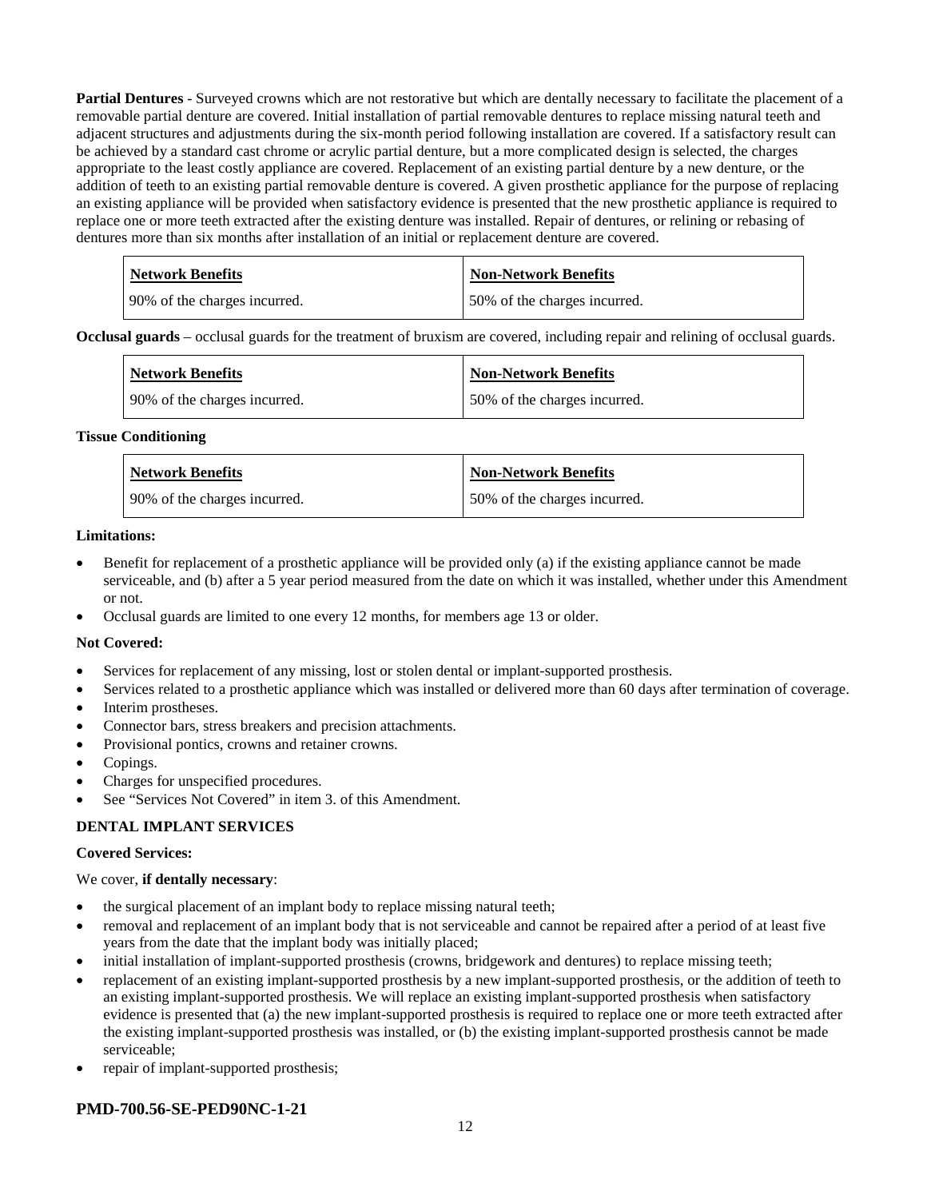**Partial Dentures** - Surveyed crowns which are not restorative but which are dentally necessary to facilitate the placement of a removable partial denture are covered. Initial installation of partial removable dentures to replace missing natural teeth and adjacent structures and adjustments during the six-month period following installation are covered. If a satisfactory result can be achieved by a standard cast chrome or acrylic partial denture, but a more complicated design is selected, the charges appropriate to the least costly appliance are covered. Replacement of an existing partial denture by a new denture, or the addition of teeth to an existing partial removable denture is covered. A given prosthetic appliance for the purpose of replacing an existing appliance will be provided when satisfactory evidence is presented that the new prosthetic appliance is required to replace one or more teeth extracted after the existing denture was installed. Repair of dentures, or relining or rebasing of dentures more than six months after installation of an initial or replacement denture are covered.

| Network Benefits | Non-Network Benefits |
|---|---|
| 90% of the charges incurred. | 50% of the charges incurred. |

**Occlusal guards** – occlusal guards for the treatment of bruxism are covered, including repair and relining of occlusal guards.

| Network Benefits | Non-Network Benefits |
|---|---|
| 90% of the charges incurred. | 50% of the charges incurred. |

**Tissue Conditioning**

| Network Benefits | Non-Network Benefits |
|---|---|
| 90% of the charges incurred. | 50% of the charges incurred. |

**Limitations:**

- Benefit for replacement of a prosthetic appliance will be provided only (a) if the existing appliance cannot be made serviceable, and (b) after a 5 year period measured from the date on which it was installed, whether under this Amendment or not.
- Occlusal guards are limited to one every 12 months, for members age 13 or older.

**Not Covered:**

- Services for replacement of any missing, lost or stolen dental or implant-supported prosthesis.
- Services related to a prosthetic appliance which was installed or delivered more than 60 days after termination of coverage.
- Interim prostheses.
- Connector bars, stress breakers and precision attachments.
- Provisional pontics, crowns and retainer crowns.
- Copings.
- Charges for unspecified procedures.
- See "Services Not Covered" in item 3. of this Amendment.

**DENTAL IMPLANT SERVICES**

**Covered Services:**

We cover, **if dentally necessary**:

- the surgical placement of an implant body to replace missing natural teeth;
- removal and replacement of an implant body that is not serviceable and cannot be repaired after a period of at least five years from the date that the implant body was initially placed;
- initial installation of implant-supported prosthesis (crowns, bridgework and dentures) to replace missing teeth;
- replacement of an existing implant-supported prosthesis by a new implant-supported prosthesis, or the addition of teeth to an existing implant-supported prosthesis. We will replace an existing implant-supported prosthesis when satisfactory evidence is presented that (a) the new implant-supported prosthesis is required to replace one or more teeth extracted after the existing implant-supported prosthesis was installed, or (b) the existing implant-supported prosthesis cannot be made serviceable;
- repair of implant-supported prosthesis;

**PMD-700.56-SE-PED90NC-1-21**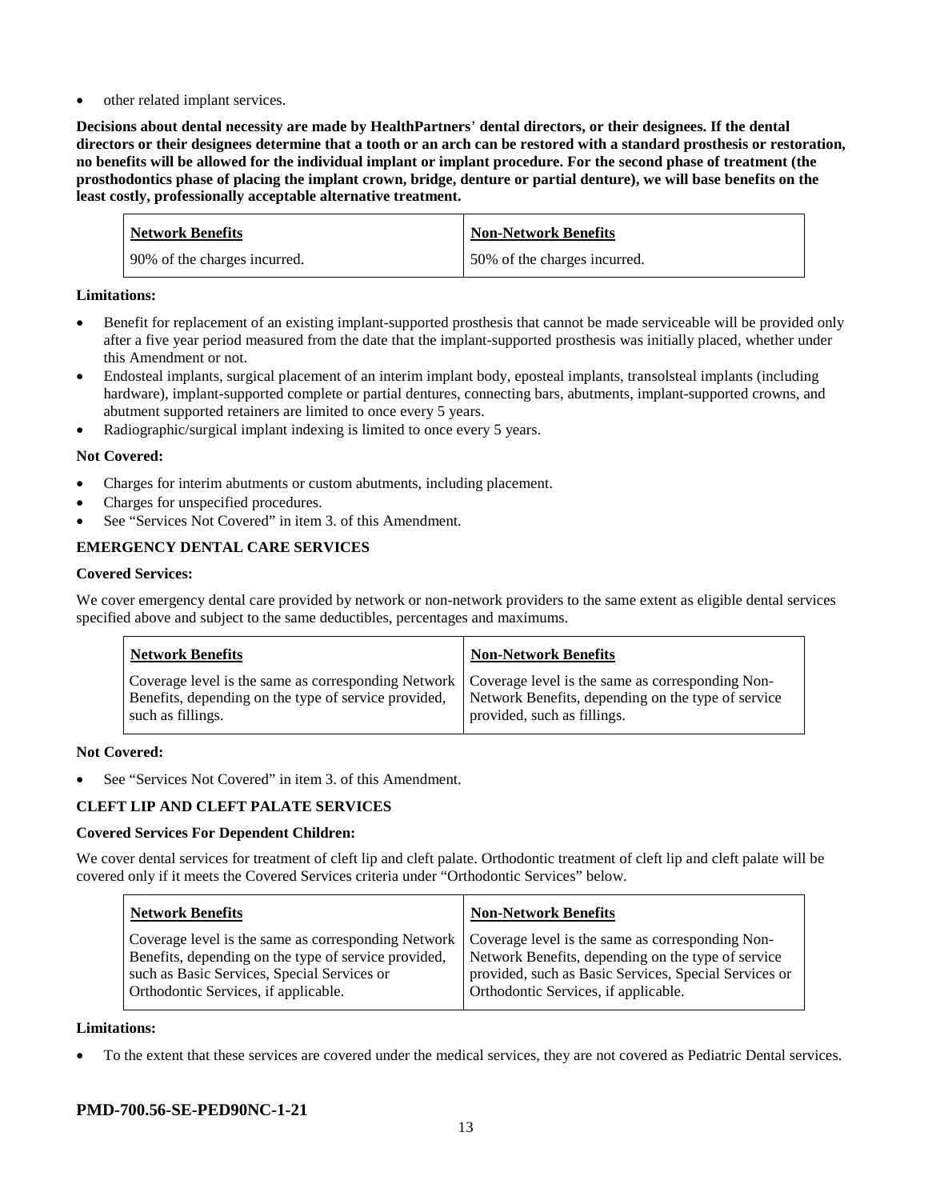- other related implant services.

**Decisions about dental necessity are made by HealthPartners' dental directors, or their designees. If the dental directors or their designees determine that a tooth or an arch can be restored with a standard prosthesis or restoration, no benefits will be allowed for the individual implant or implant procedure. For the second phase of treatment (the prosthodontics phase of placing the implant crown, bridge, denture or partial denture), we will base benefits on the least costly, professionally acceptable alternative treatment.**

| Network Benefits | Non-Network Benefits |
|---|---|
| 90% of the charges incurred. | 50% of the charges incurred. |

**Limitations:**

- Benefit for replacement of an existing implant-supported prosthesis that cannot be made serviceable will be provided only after a five year period measured from the date that the implant-supported prosthesis was initially placed, whether under this Amendment or not.
- Endosteal implants, surgical placement of an interim implant body, eposteal implants, transolsteal implants (including hardware), implant-supported complete or partial dentures, connecting bars, abutments, implant-supported crowns, and abutment supported retainers are limited to once every 5 years.
- Radiographic/surgical implant indexing is limited to once every 5 years.

**Not Covered:**

- Charges for interim abutments or custom abutments, including placement.
- Charges for unspecified procedures.
- See "Services Not Covered" in item 3. of this Amendment.

**EMERGENCY DENTAL CARE SERVICES**

**Covered Services:**

We cover emergency dental care provided by network or non-network providers to the same extent as eligible dental services specified above and subject to the same deductibles, percentages and maximums.

| Network Benefits | Non-Network Benefits |
|---|---|
| Coverage level is the same as corresponding Network Benefits, depending on the type of service provided, such as fillings. | Coverage level is the same as corresponding Non-Network Benefits, depending on the type of service provided, such as fillings. |

**Not Covered:**

- See "Services Not Covered" in item 3. of this Amendment.

**CLEFT LIP AND CLEFT PALATE SERVICES**

**Covered Services For Dependent Children:**

We cover dental services for treatment of cleft lip and cleft palate. Orthodontic treatment of cleft lip and cleft palate will be covered only if it meets the Covered Services criteria under "Orthodontic Services" below.

| Network Benefits | Non-Network Benefits |
|---|---|
| Coverage level is the same as corresponding Network Benefits, depending on the type of service provided, such as Basic Services, Special Services or Orthodontic Services, if applicable. | Coverage level is the same as corresponding Non-Network Benefits, depending on the type of service provided, such as Basic Services, Special Services or Orthodontic Services, if applicable. |

**Limitations:**

- To the extent that these services are covered under the medical services, they are not covered as Pediatric Dental services.

**PMD-700.56-SE-PED90NC-1-21**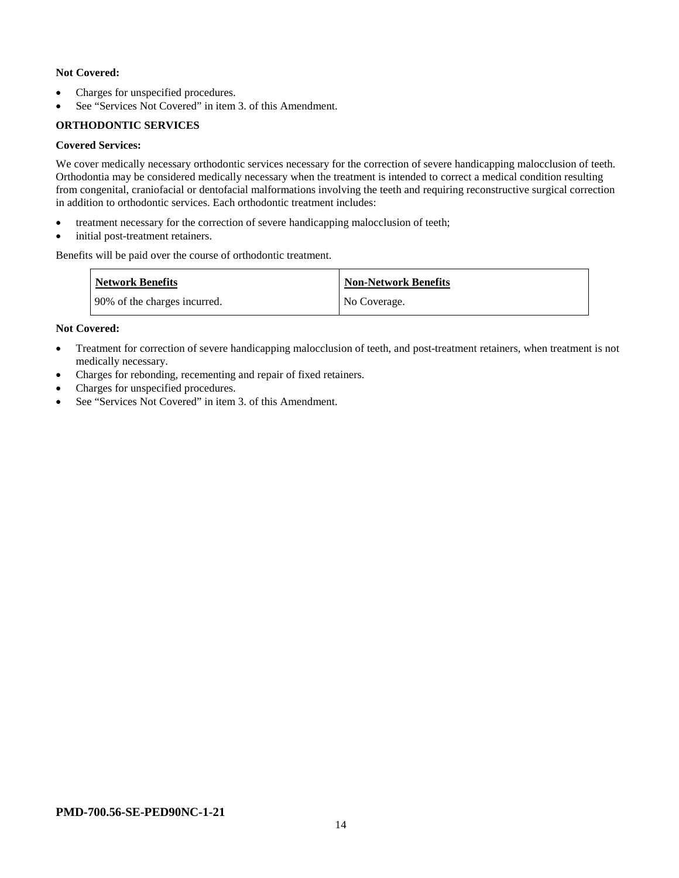**Not Covered:**

- Charges for unspecified procedures.
- See "Services Not Covered" in item 3. of this Amendment.

**ORTHODONTIC SERVICES**

**Covered Services:**

We cover medically necessary orthodontic services necessary for the correction of severe handicapping malocclusion of teeth. Orthodontia may be considered medically necessary when the treatment is intended to correct a medical condition resulting from congenital, craniofacial or dentofacial malformations involving the teeth and requiring reconstructive surgical correction in addition to orthodontic services. Each orthodontic treatment includes:

- treatment necessary for the correction of severe handicapping malocclusion of teeth;
- initial post-treatment retainers.

Benefits will be paid over the course of orthodontic treatment.

| **Network Benefits** | **Non-Network Benefits** |
| --- | --- |
| 90% of the charges incurred. | No Coverage. |

**Not Covered:**

- Treatment for correction of severe handicapping malocclusion of teeth, and post-treatment retainers, when treatment is not medically necessary.
- Charges for rebonding, recementing and repair of fixed retainers.
- Charges for unspecified procedures.
- See "Services Not Covered" in item 3. of this Amendment.

**PMD-700.56-SE-PED90NC-1-21**